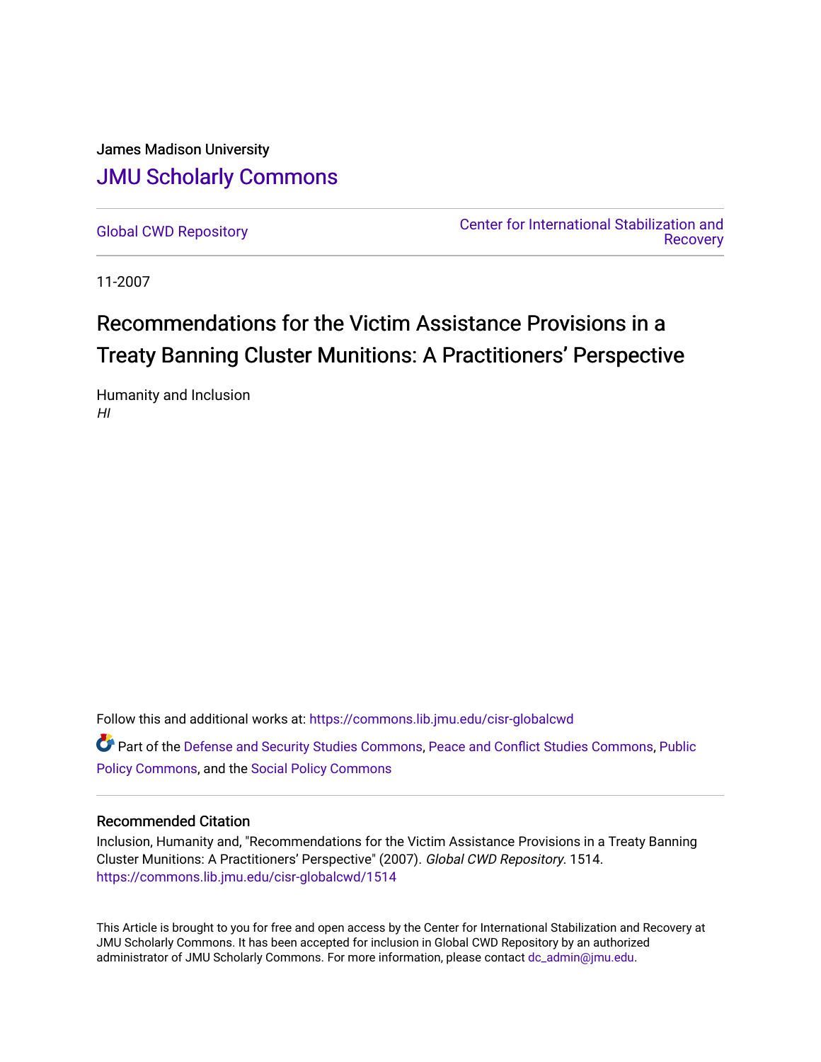James Madison University

# JMU Scholarly Commons

Global CWD Repository | Center for International Stabilization and Recovery

11-2007

# Recommendations for the Victim Assistance Provisions in a Treaty Banning Cluster Munitions: A Practitioners' Perspective

Humanity and Inclusion
*HI*

Follow this and additional works at: https://commons.lib.jmu.edu/cisr-globalcwd

Part of the Defense and Security Studies Commons, Peace and Conflict Studies Commons, Public Policy Commons, and the Social Policy Commons

### Recommended Citation

Inclusion, Humanity and, "Recommendations for the Victim Assistance Provisions in a Treaty Banning Cluster Munitions: A Practitioners' Perspective" (2007). *Global CWD Repository*. 1514.
https://commons.lib.jmu.edu/cisr-globalcwd/1514

This Article is brought to you for free and open access by the Center for International Stabilization and Recovery at JMU Scholarly Commons. It has been accepted for inclusion in Global CWD Repository by an authorized administrator of JMU Scholarly Commons. For more information, please contact dc_admin@jmu.edu.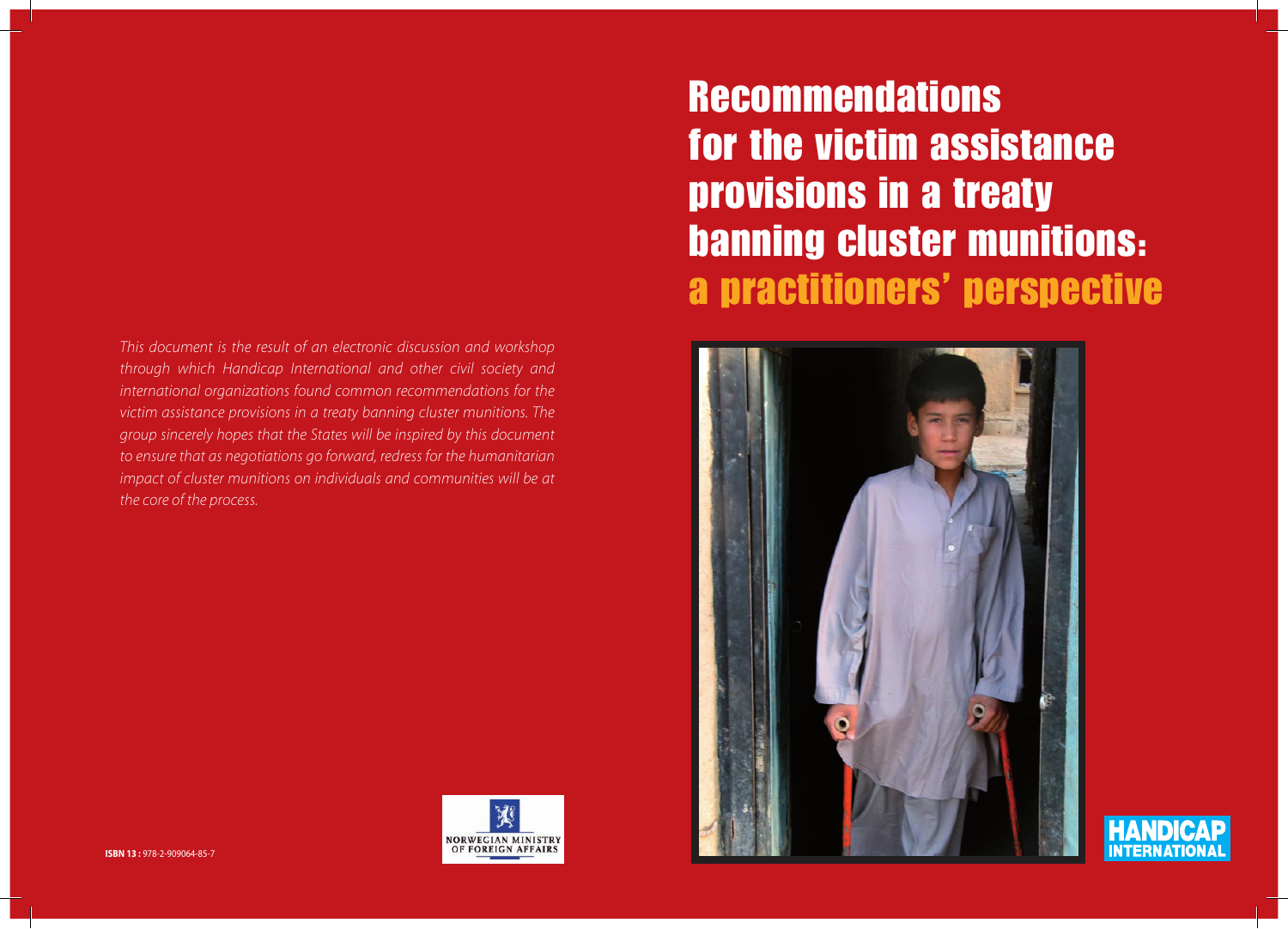# Recommendations for the victim assistance provisions in a treaty banning cluster munitions: a practitioners' perspective

*This document is the result of an electronic discussion and workshop through which Handicap International and other civil society and international organizations found common recommendations for the victim assistance provisions in a treaty banning cluster munitions. The group sincerely hopes that the States will be inspired by this document to ensure that as negotiations go forward, redress for the humanitarian impact of cluster munitions on individuals and communities will be at the core of the process.*

NORWEGIAN MINISTRY OF FOREIGN AFFAIRS

HANDICAP INTERNATIONAL

**ISBN 13 :** 978-2-909064-85-7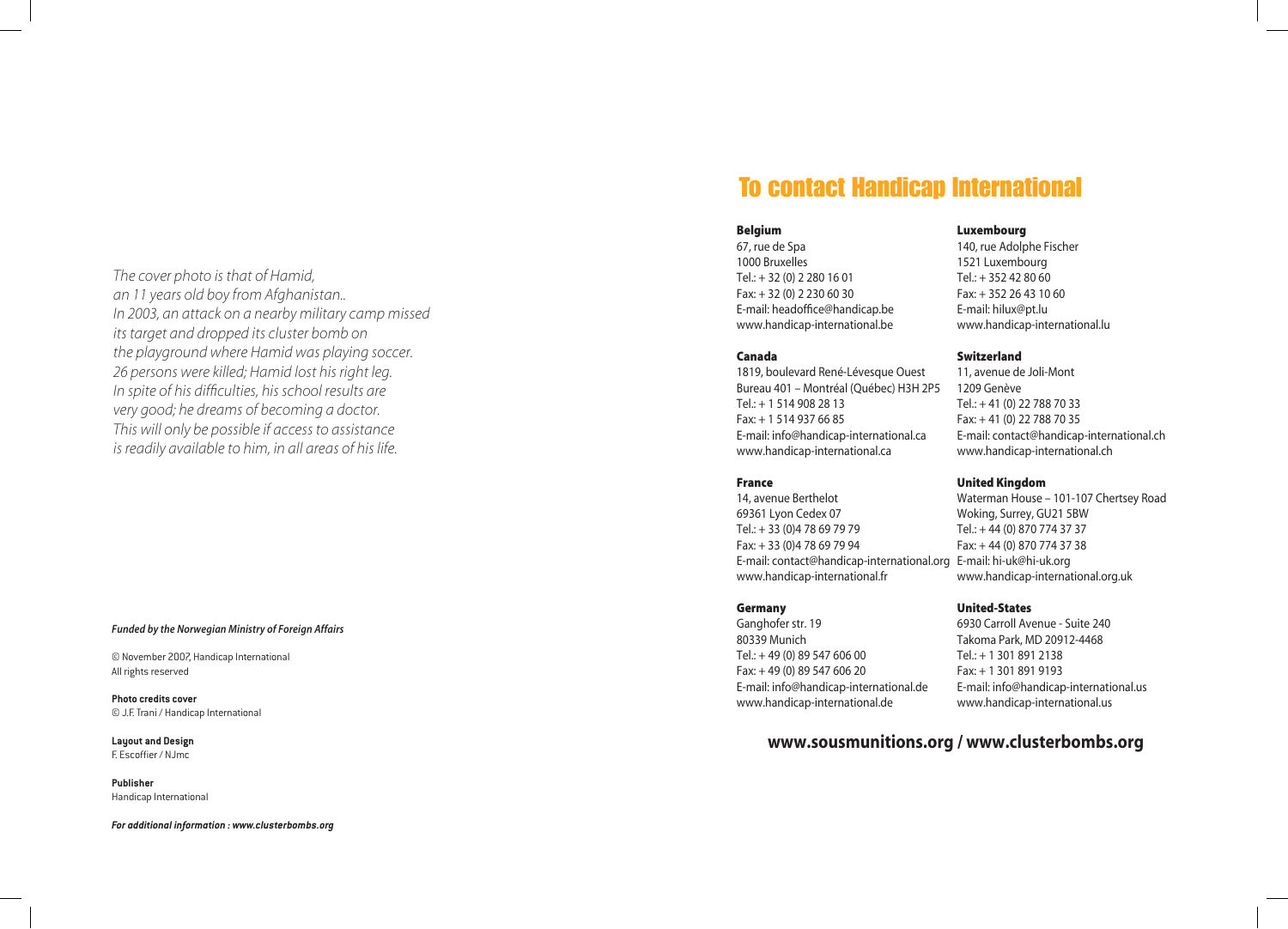*The cover photo is that of Hamid,*
*an 11 years old boy from Afghanistan..*
*In 2003, an attack on a nearby military camp missed its target and dropped its cluster bomb on the playground where Hamid was playing soccer.*
*26 persons were killed; Hamid lost his right leg.*
*In spite of his difficulties, his school results are very good; he dreams of becoming a doctor.*
*This will only be possible if access to assistance is readily available to him, in all areas of his life.*

***Funded by the Norwegian Ministry of Foreign Affairs***

© November 2007, Handicap International
All rights reserved

**Photo credits cover**
© J.F. Trani / Handicap International

**Layout and Design**
F. Escoffier / NJmc

**Publisher**
Handicap International

***For additional information : www.clusterbombs.org***

# To contact Handicap International

**Belgium**
67, rue de Spa
1000 Bruxelles
Tel.: + 32 (0) 2 280 16 01
Fax: + 32 (0) 2 230 60 30
E-mail: headoffice@handicap.be
www.handicap-international.be

**Canada**
1819, boulevard René-Lévesque Ouest
Bureau 401 – Montréal (Québec) H3H 2P5
Tel.: + 1 514 908 28 13
Fax: + 1 514 937 66 85
E-mail: info@handicap-international.ca
www.handicap-international.ca

**France**
14, avenue Berthelot
69361 Lyon Cedex 07
Tel.: + 33 (0)4 78 69 79 79
Fax: + 33 (0)4 78 69 79 94
E-mail: contact@handicap-international.org
www.handicap-international.fr

**Germany**
Ganghofer str. 19
80339 Munich
Tel.: + 49 (0) 89 547 606 00
Fax: + 49 (0) 89 547 606 20
E-mail: info@handicap-international.de
www.handicap-international.de

**Luxembourg**
140, rue Adolphe Fischer
1521 Luxembourg
Tel.: + 352 42 80 60
Fax: + 352 26 43 10 60
E-mail: hilux@pt.lu
www.handicap-international.lu

**Switzerland**
11, avenue de Joli-Mont
1209 Genève
Tel.: + 41 (0) 22 788 70 33
Fax: + 41 (0) 22 788 70 35
E-mail: contact@handicap-international.ch
www.handicap-international.ch

**United Kingdom**
Waterman House – 101-107 Chertsey Road
Woking, Surrey, GU21 5BW
Tel.: + 44 (0) 870 774 37 37
Fax: + 44 (0) 870 774 37 38
E-mail: hi-uk@hi-uk.org
www.handicap-international.org.uk

**United-States**
6930 Carroll Avenue - Suite 240
Takoma Park, MD 20912-4468
Tel.: + 1 301 891 2138
Fax: + 1 301 891 9193
E-mail: info@handicap-international.us
www.handicap-international.us

**www.sousmunitions.org / www.clusterbombs.org**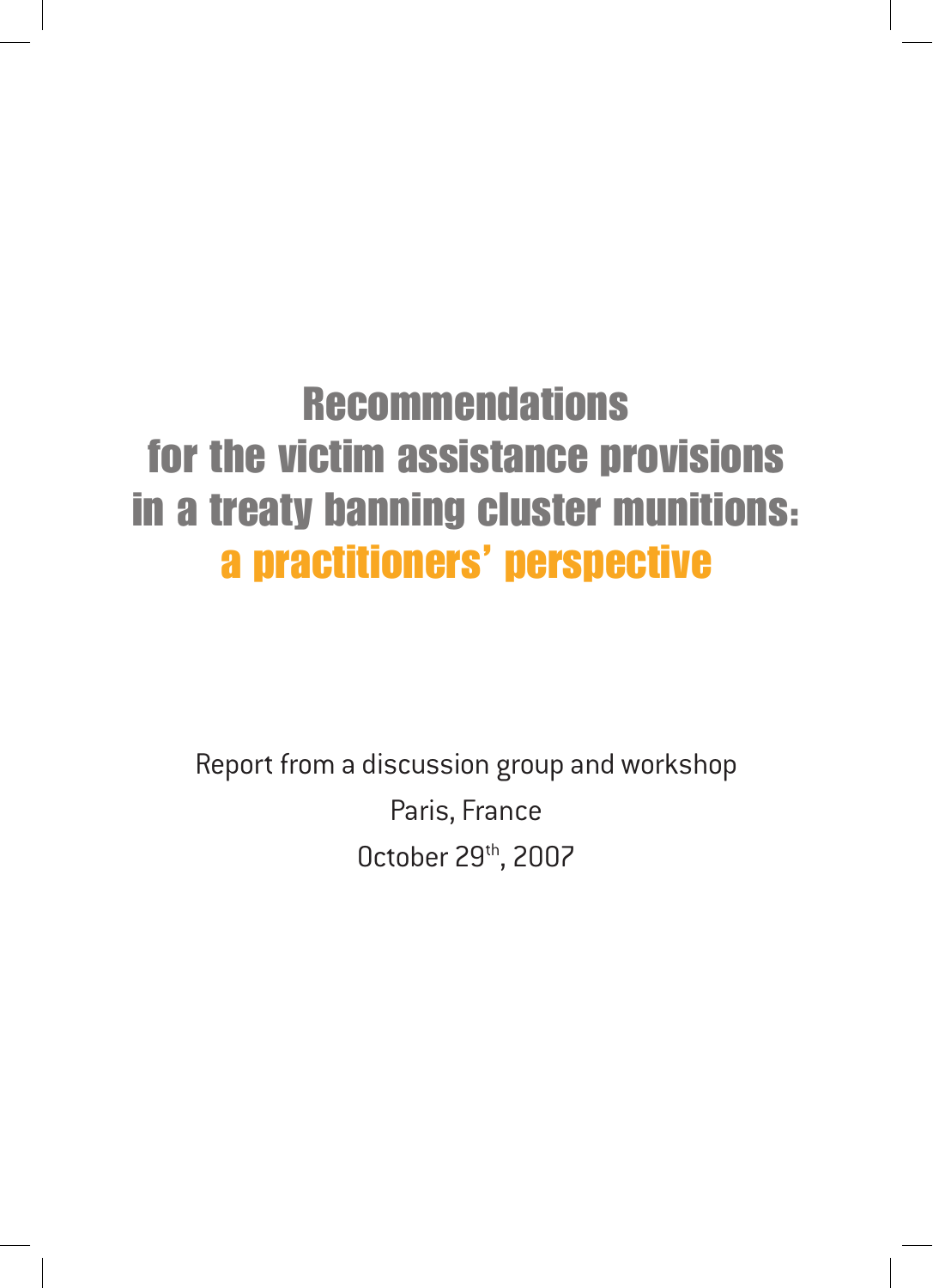# Recommendations for the victim assistance provisions in a treaty banning cluster munitions: a practitioners' perspective

Report from a discussion group and workshop

Paris, France

October 29th, 2007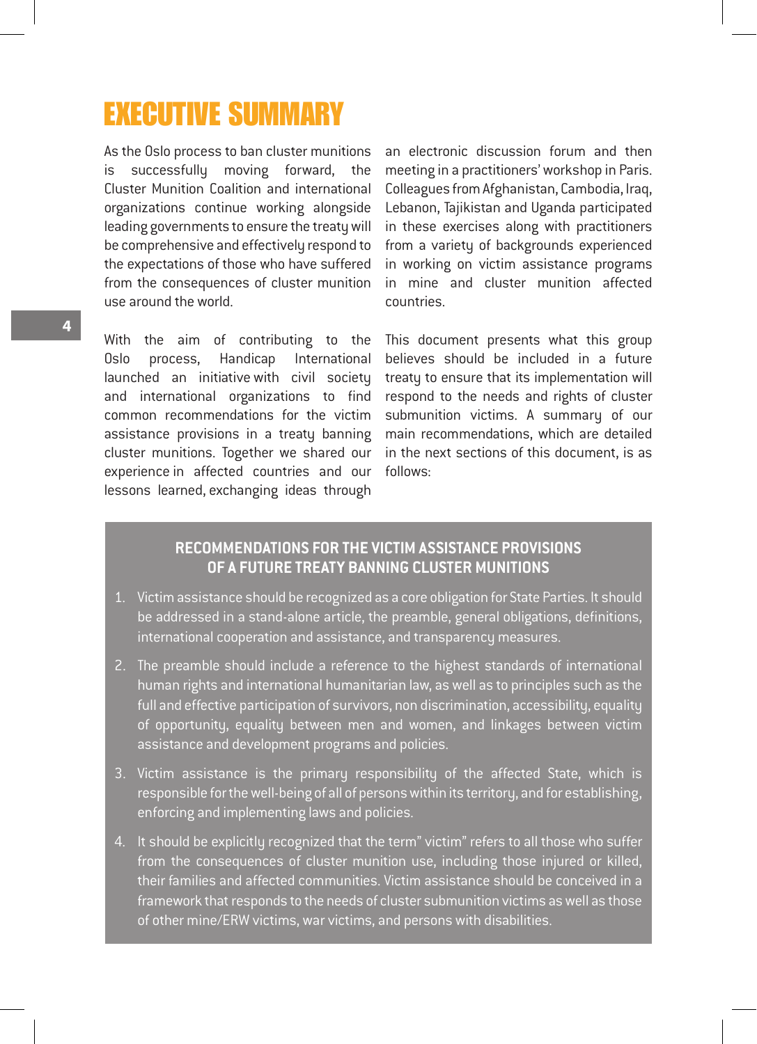# EXECUTIVE SUMMARY

As the Oslo process to ban cluster munitions is successfully moving forward, the Cluster Munition Coalition and international organizations continue working alongside leading governments to ensure the treaty will be comprehensive and effectively respond to the expectations of those who have suffered from the consequences of cluster munition use around the world.

With the aim of contributing to the Oslo process, Handicap International launched an initiative with civil society and international organizations to find common recommendations for the victim assistance provisions in a treaty banning cluster munitions. Together we shared our experience in affected countries and our lessons learned, exchanging ideas through an electronic discussion forum and then meeting in a practitioners' workshop in Paris. Colleagues from Afghanistan, Cambodia, Iraq, Lebanon, Tajikistan and Uganda participated in these exercises along with practitioners from a variety of backgrounds experienced in working on victim assistance programs in mine and cluster munition affected countries.

This document presents what this group believes should be included in a future treaty to ensure that its implementation will respond to the needs and rights of cluster submunition victims. A summary of our main recommendations, which are detailed in the next sections of this document, is as follows:

## RECOMMENDATIONS FOR THE VICTIM ASSISTANCE PROVISIONS OF A FUTURE TREATY BANNING CLUSTER MUNITIONS

1. Victim assistance should be recognized as a core obligation for State Parties. It should be addressed in a stand-alone article, the preamble, general obligations, definitions, international cooperation and assistance, and transparency measures.
2. The preamble should include a reference to the highest standards of international human rights and international humanitarian law, as well as to principles such as the full and effective participation of survivors, non discrimination, accessibility, equality of opportunity, equality between men and women, and linkages between victim assistance and development programs and policies.
3. Victim assistance is the primary responsibility of the affected State, which is responsible for the well-being of all of persons within its territory, and for establishing, enforcing and implementing laws and policies.
4. It should be explicitly recognized that the term" victim" refers to all those who suffer from the consequences of cluster munition use, including those injured or killed, their families and affected communities. Victim assistance should be conceived in a framework that responds to the needs of cluster submunition victims as well as those of other mine/ERW victims, war victims, and persons with disabilities.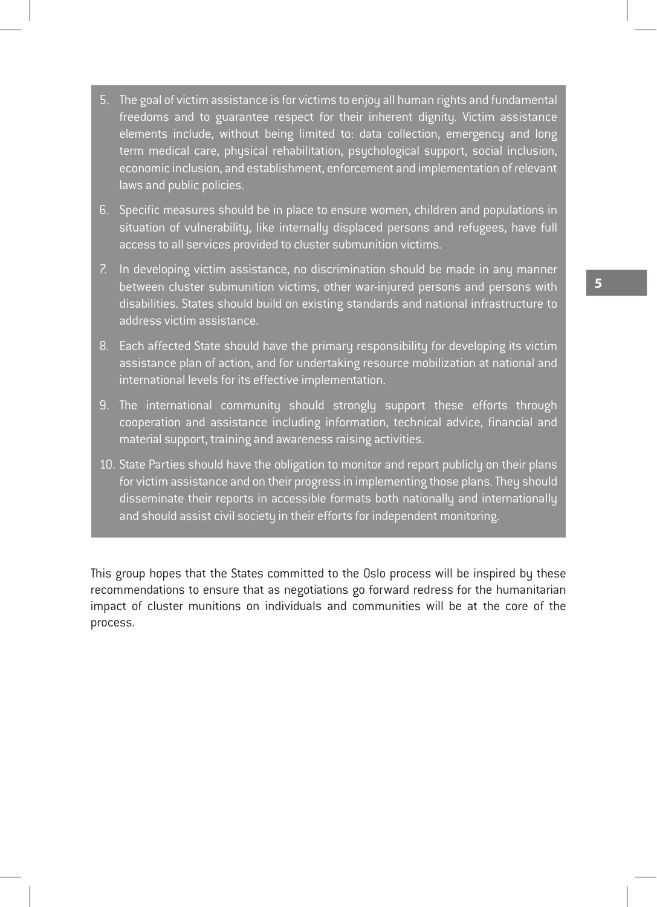5. The goal of victim assistance is for victims to enjoy all human rights and fundamental freedoms and to guarantee respect for their inherent dignity. Victim assistance elements include, without being limited to: data collection, emergency and long term medical care, physical rehabilitation, psychological support, social inclusion, economic inclusion, and establishment, enforcement and implementation of relevant laws and public policies.

6. Specific measures should be in place to ensure women, children and populations in situation of vulnerability, like internally displaced persons and refugees, have full access to all services provided to cluster submunition victims.

7. In developing victim assistance, no discrimination should be made in any manner between cluster submunition victims, other war-injured persons and persons with disabilities. States should build on existing standards and national infrastructure to address victim assistance.

8. Each affected State should have the primary responsibility for developing its victim assistance plan of action, and for undertaking resource mobilization at national and international levels for its effective implementation.

9. The international community should strongly support these efforts through cooperation and assistance including information, technical advice, financial and material support, training and awareness raising activities.

10. State Parties should have the obligation to monitor and report publicly on their plans for victim assistance and on their progress in implementing those plans. They should disseminate their reports in accessible formats both nationally and internationally and should assist civil society in their efforts for independent monitoring.

This group hopes that the States committed to the Oslo process will be inspired by these recommendations to ensure that as negotiations go forward redress for the humanitarian impact of cluster munitions on individuals and communities will be at the core of the process.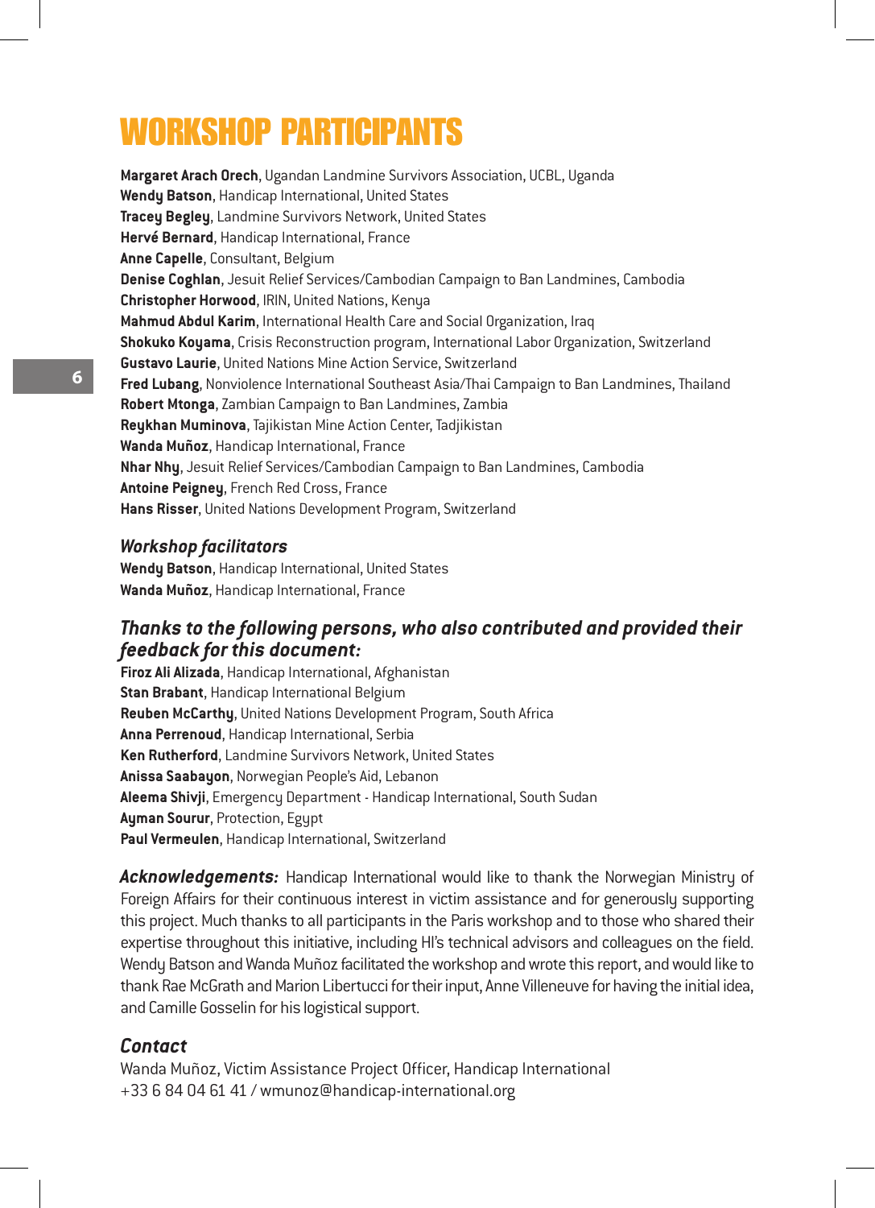# WORKSHOP PARTICIPANTS

**Margaret Arach Orech**, Ugandan Landmine Survivors Association, UCBL, Uganda
**Wendy Batson**, Handicap International, United States
**Tracey Begley**, Landmine Survivors Network, United States
**Hervé Bernard**, Handicap International, France
**Anne Capelle**, Consultant, Belgium
**Denise Coghlan**, Jesuit Relief Services/Cambodian Campaign to Ban Landmines, Cambodia
**Christopher Horwood**, IRIN, United Nations, Kenya
**Mahmud Abdul Karim**, International Health Care and Social Organization, Iraq
**Shokuko Koyama**, Crisis Reconstruction program, International Labor Organization, Switzerland
**Gustavo Laurie**, United Nations Mine Action Service, Switzerland
**Fred Lubang**, Nonviolence International Southeast Asia/Thai Campaign to Ban Landmines, Thailand
**Robert Mtonga**, Zambian Campaign to Ban Landmines, Zambia
**Reykhan Muminova**, Tajikistan Mine Action Center, Tadjikistan
**Wanda Muñoz**, Handicap International, France
**Nhar Nhy**, Jesuit Relief Services/Cambodian Campaign to Ban Landmines, Cambodia
**Antoine Peigney**, French Red Cross, France
**Hans Risser**, United Nations Development Program, Switzerland

### *Workshop facilitators*

**Wendy Batson**, Handicap International, United States
**Wanda Muñoz**, Handicap International, France

### *Thanks to the following persons, who also contributed and provided their feedback for this document:*

**Firoz Ali Alizada**, Handicap International, Afghanistan
**Stan Brabant**, Handicap International Belgium
**Reuben McCarthy**, United Nations Development Program, South Africa
**Anna Perrenoud**, Handicap International, Serbia
**Ken Rutherford**, Landmine Survivors Network, United States
**Anissa Saabayon**, Norwegian People's Aid, Lebanon
**Aleema Shivji**, Emergency Department - Handicap International, South Sudan
**Ayman Sourur**, Protection, Egypt
**Paul Vermeulen**, Handicap International, Switzerland

***Acknowledgements:*** Handicap International would like to thank the Norwegian Ministry of Foreign Affairs for their continuous interest in victim assistance and for generously supporting this project. Much thanks to all participants in the Paris workshop and to those who shared their expertise throughout this initiative, including HI's technical advisors and colleagues on the field. Wendy Batson and Wanda Muñoz facilitated the workshop and wrote this report, and would like to thank Rae McGrath and Marion Libertucci for their input, Anne Villeneuve for having the initial idea, and Camille Gosselin for his logistical support.

### *Contact*

Wanda Muñoz, Victim Assistance Project Officer, Handicap International
+33 6 84 04 61 41 / wmunoz@handicap-international.org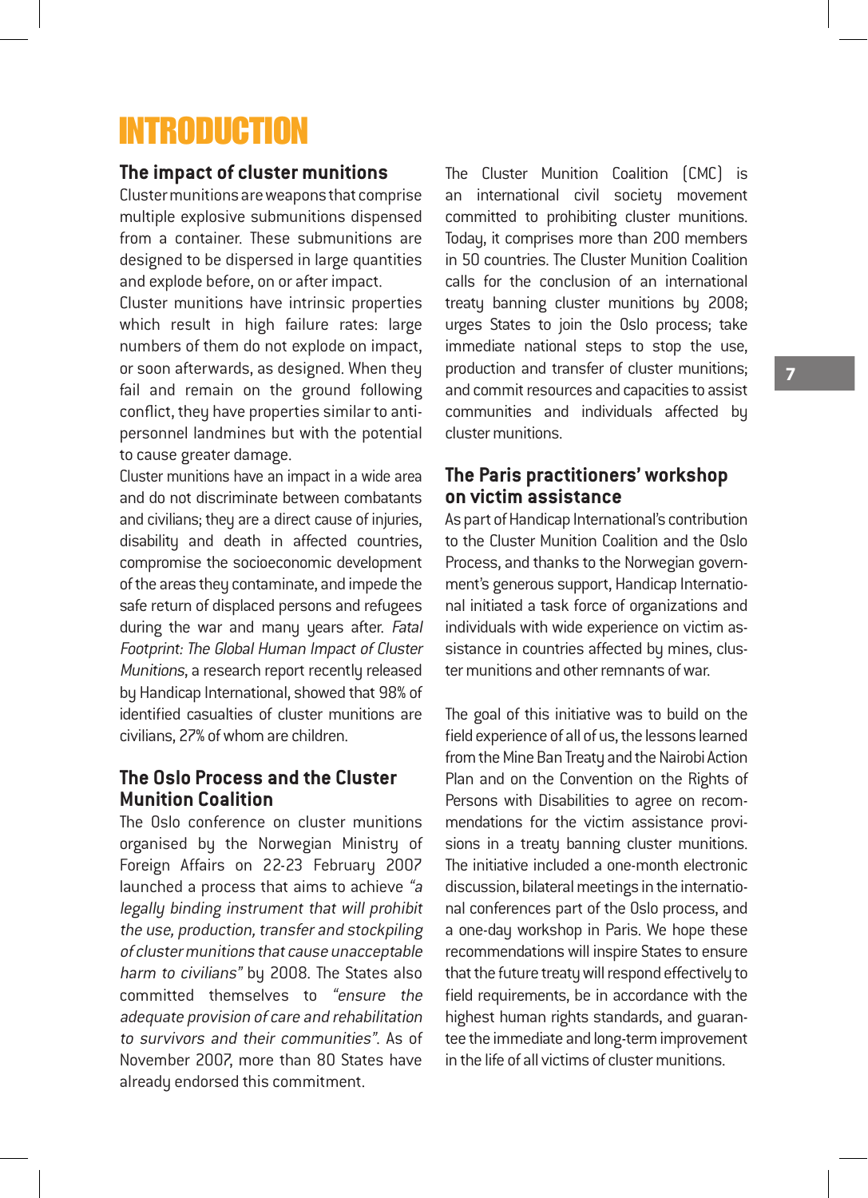# INTRODUCTION

## The impact of cluster munitions

Cluster munitions are weapons that comprise multiple explosive submunitions dispensed from a container. These submunitions are designed to be dispersed in large quantities and explode before, on or after impact.

Cluster munitions have intrinsic properties which result in high failure rates: large numbers of them do not explode on impact, or soon afterwards, as designed. When they fail and remain on the ground following conflict, they have properties similar to anti-personnel landmines but with the potential to cause greater damage.

Cluster munitions have an impact in a wide area and do not discriminate between combatants and civilians; they are a direct cause of injuries, disability and death in affected countries, compromise the socioeconomic development of the areas they contaminate, and impede the safe return of displaced persons and refugees during the war and many years after. *Fatal Footprint: The Global Human Impact of Cluster Munitions*, a research report recently released by Handicap International, showed that 98% of identified casualties of cluster munitions are civilians, 27% of whom are children.

## The Oslo Process and the Cluster Munition Coalition

The Oslo conference on cluster munitions organised by the Norwegian Ministry of Foreign Affairs on 22-23 February 2007 launched a process that aims to achieve *"a legally binding instrument that will prohibit the use, production, transfer and stockpiling of cluster munitions that cause unacceptable harm to civilians"* by 2008. The States also committed themselves to *"ensure the adequate provision of care and rehabilitation to survivors and their communities"*. As of November 2007, more than 80 States have already endorsed this commitment.

The Cluster Munition Coalition (CMC) is an international civil society movement committed to prohibiting cluster munitions. Today, it comprises more than 200 members in 50 countries. The Cluster Munition Coalition calls for the conclusion of an international treaty banning cluster munitions by 2008; urges States to join the Oslo process; take immediate national steps to stop the use, production and transfer of cluster munitions; and commit resources and capacities to assist communities and individuals affected by cluster munitions.

## The Paris practitioners' workshop on victim assistance

As part of Handicap International's contribution to the Cluster Munition Coalition and the Oslo Process, and thanks to the Norwegian government's generous support, Handicap International initiated a task force of organizations and individuals with wide experience on victim assistance in countries affected by mines, cluster munitions and other remnants of war.

The goal of this initiative was to build on the field experience of all of us, the lessons learned from the Mine Ban Treaty and the Nairobi Action Plan and on the Convention on the Rights of Persons with Disabilities to agree on recommendations for the victim assistance provisions in a treaty banning cluster munitions. The initiative included a one-month electronic discussion, bilateral meetings in the international conferences part of the Oslo process, and a one-day workshop in Paris. We hope these recommendations will inspire States to ensure that the future treaty will respond effectively to field requirements, be in accordance with the highest human rights standards, and guarantee the immediate and long-term improvement in the life of all victims of cluster munitions.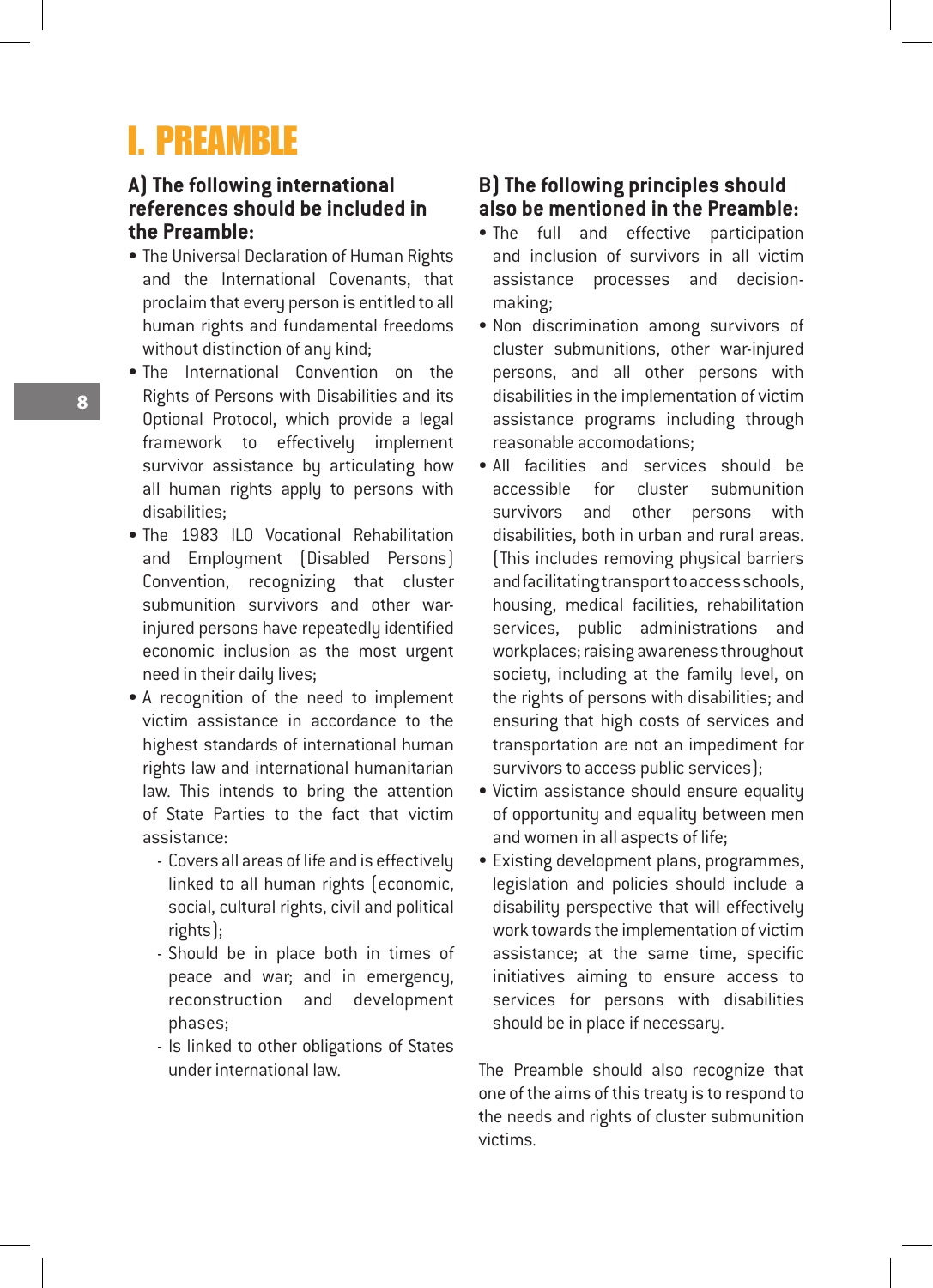# I. PREAMBLE

### A) The following international references should be included in the Preamble:

- The Universal Declaration of Human Rights and the International Covenants, that proclaim that every person is entitled to all human rights and fundamental freedoms without distinction of any kind;
- The International Convention on the Rights of Persons with Disabilities and its Optional Protocol, which provide a legal framework to effectively implement survivor assistance by articulating how all human rights apply to persons with disabilities;
- The 1983 ILO Vocational Rehabilitation and Employment (Disabled Persons) Convention, recognizing that cluster submunition survivors and other war-injured persons have repeatedly identified economic inclusion as the most urgent need in their daily lives;
- A recognition of the need to implement victim assistance in accordance to the highest standards of international human rights law and international humanitarian law. This intends to bring the attention of State Parties to the fact that victim assistance:
  - Covers all areas of life and is effectively linked to all human rights (economic, social, cultural rights, civil and political rights);
  - Should be in place both in times of peace and war; and in emergency, reconstruction and development phases;
  - Is linked to other obligations of States under international law.

### B) The following principles should also be mentioned in the Preamble:

- The full and effective participation and inclusion of survivors in all victim assistance processes and decision-making;
- Non discrimination among survivors of cluster submunitions, other war-injured persons, and all other persons with disabilities in the implementation of victim assistance programs including through reasonable accomodations;
- All facilities and services should be accessible for cluster submunition survivors and other persons with disabilities, both in urban and rural areas. (This includes removing physical barriers and facilitating transport to access schools, housing, medical facilities, rehabilitation services, public administrations and workplaces; raising awareness throughout society, including at the family level, on the rights of persons with disabilities; and ensuring that high costs of services and transportation are not an impediment for survivors to access public services);
- Victim assistance should ensure equality of opportunity and equality between men and women in all aspects of life;
- Existing development plans, programmes, legislation and policies should include a disability perspective that will effectively work towards the implementation of victim assistance; at the same time, specific initiatives aiming to ensure access to services for persons with disabilities should be in place if necessary.

The Preamble should also recognize that one of the aims of this treaty is to respond to the needs and rights of cluster submunition victims.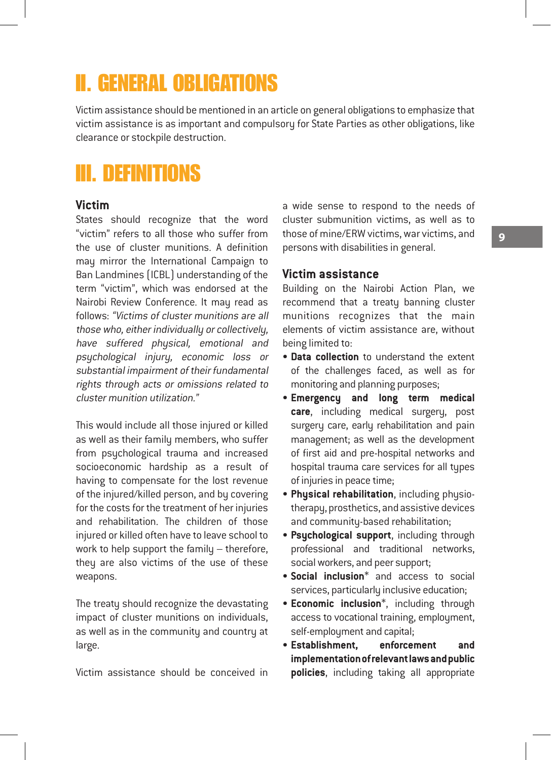# II. GENERAL OBLIGATIONS

Victim assistance should be mentioned in an article on general obligations to emphasize that victim assistance is as important and compulsory for State Parties as other obligations, like clearance or stockpile destruction.

# III. DEFINITIONS

## Victim

States should recognize that the word "victim" refers to all those who suffer from the use of cluster munitions. A definition may mirror the International Campaign to Ban Landmines (ICBL) understanding of the term "victim", which was endorsed at the Nairobi Review Conference. It may read as follows: *"Victims of cluster munitions are all those who, either individually or collectively, have suffered physical, emotional and psychological injury, economic loss or substantial impairment of their fundamental rights through acts or omissions related to cluster munition utilization."*

This would include all those injured or killed as well as their family members, who suffer from psychological trauma and increased socioeconomic hardship as a result of having to compensate for the lost revenue of the injured/killed person, and by covering for the costs for the treatment of her injuries and rehabilitation. The children of those injured or killed often have to leave school to work to help support the family – therefore, they are also victims of the use of these weapons.

The treaty should recognize the devastating impact of cluster munitions on individuals, as well as in the community and country at large.

Victim assistance should be conceived in a wide sense to respond to the needs of cluster submunition victims, as well as to those of mine/ERW victims, war victims, and persons with disabilities in general.

## Victim assistance

Building on the Nairobi Action Plan, we recommend that a treaty banning cluster munitions recognizes that the main elements of victim assistance are, without being limited to:

- **Data collection** to understand the extent of the challenges faced, as well as for monitoring and planning purposes;
- **Emergency and long term medical care**, including medical surgery, post surgery care, early rehabilitation and pain management; as well as the development of first aid and pre-hospital networks and hospital trauma care services for all types of injuries in peace time;
- **Physical rehabilitation**, including physio-therapy, prosthetics, and assistive devices and community-based rehabilitation;
- **Psychological support**, including through professional and traditional networks, social workers, and peer support;
- **Social inclusion*** and access to social services, particularly inclusive education;
- **Economic inclusion***, including through access to vocational training, employment, self-employment and capital;
- **Establishment, enforcement and implementation of relevant laws and public policies**, including taking all appropriate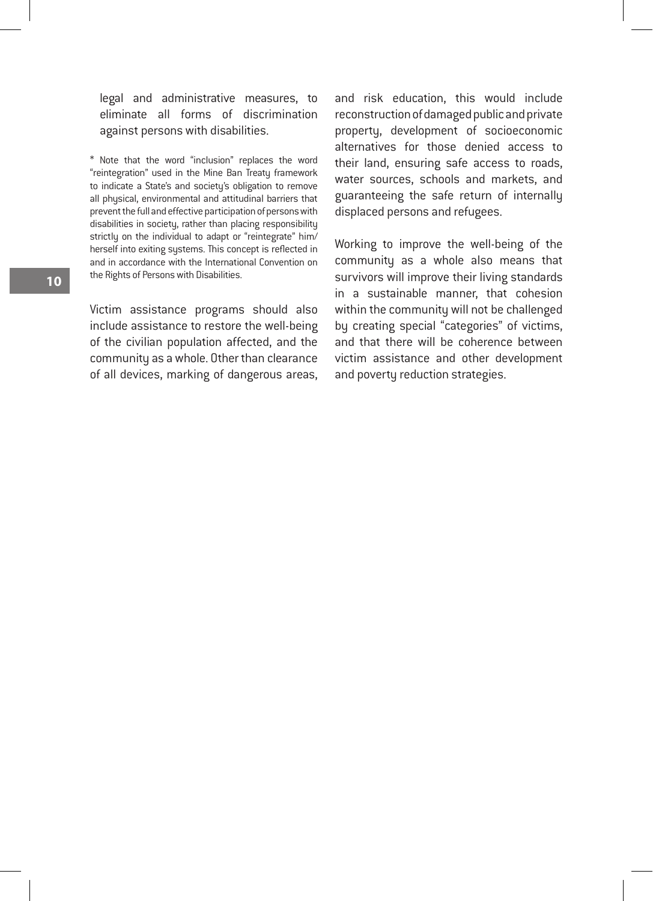legal and administrative measures, to eliminate all forms of discrimination against persons with disabilities.

* Note that the word “inclusion” replaces the word “reintegration” used in the Mine Ban Treaty framework to indicate a State’s and society’s obligation to remove all physical, environmental and attitudinal barriers that prevent the full and effective participation of persons with disabilities in society, rather than placing responsibility strictly on the individual to adapt or “reintegrate” him/herself into exiting systems. This concept is reflected in and in accordance with the International Convention on the Rights of Persons with Disabilities.

Victim assistance programs should also include assistance to restore the well-being of the civilian population affected, and the community as a whole. Other than clearance of all devices, marking of dangerous areas, and risk education, this would include reconstruction of damaged public and private property, development of socioeconomic alternatives for those denied access to their land, ensuring safe access to roads, water sources, schools and markets, and guaranteeing the safe return of internally displaced persons and refugees.

Working to improve the well-being of the community as a whole also means that survivors will improve their living standards in a sustainable manner, that cohesion within the community will not be challenged by creating special “categories” of victims, and that there will be coherence between victim assistance and other development and poverty reduction strategies.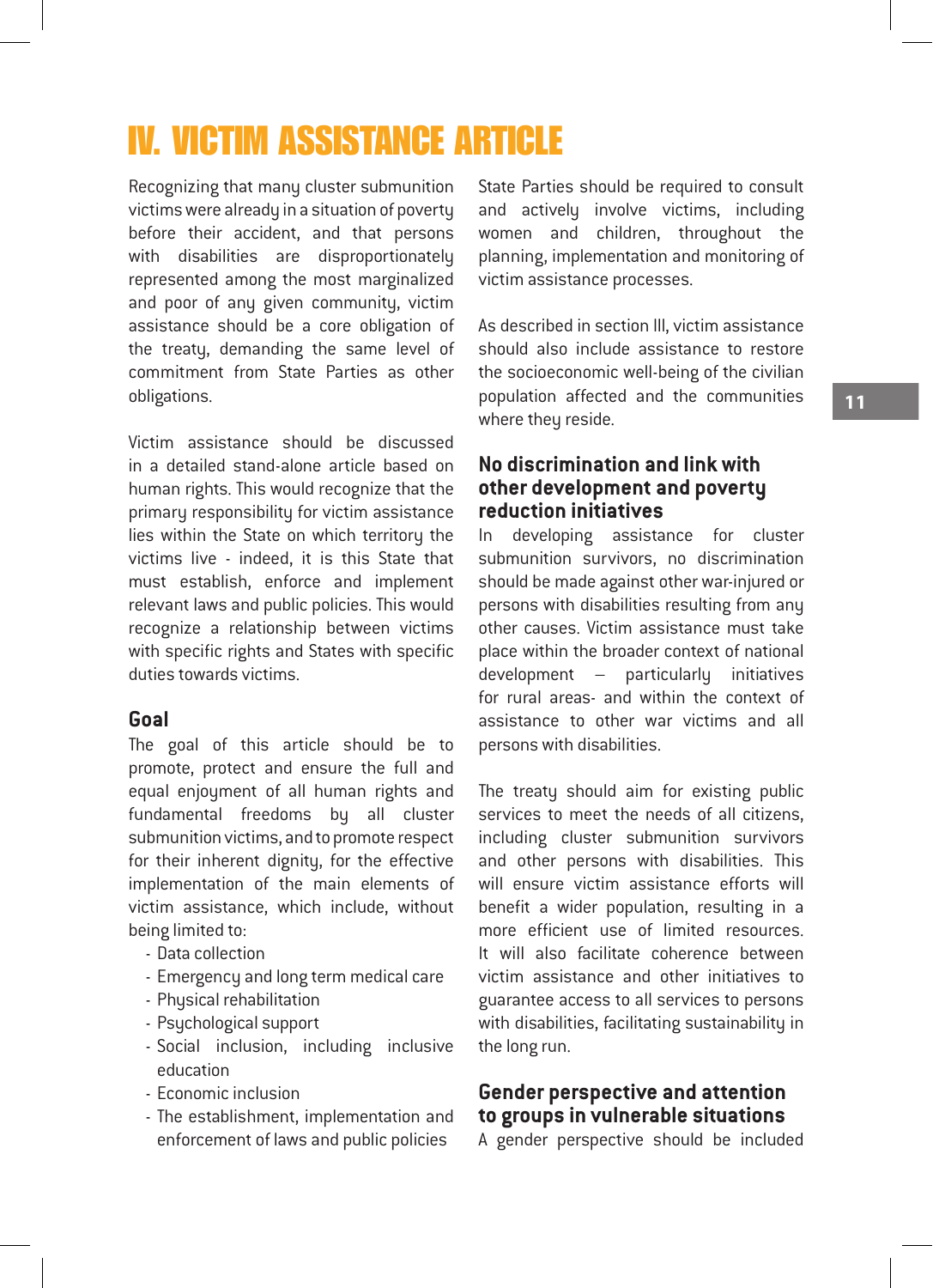# IV. VICTIM ASSISTANCE ARTICLE

Recognizing that many cluster submunition victims were already in a situation of poverty before their accident, and that persons with disabilities are disproportionately represented among the most marginalized and poor of any given community, victim assistance should be a core obligation of the treaty, demanding the same level of commitment from State Parties as other obligations.

Victim assistance should be discussed in a detailed stand-alone article based on human rights. This would recognize that the primary responsibility for victim assistance lies within the State on which territory the victims live - indeed, it is this State that must establish, enforce and implement relevant laws and public policies. This would recognize a relationship between victims with specific rights and States with specific duties towards victims.

## Goal

The goal of this article should be to promote, protect and ensure the full and equal enjoyment of all human rights and fundamental freedoms by all cluster submunition victims, and to promote respect for their inherent dignity, for the effective implementation of the main elements of victim assistance, which include, without being limited to:

- Data collection
- Emergency and long term medical care
- Physical rehabilitation
- Psychological support
- Social inclusion, including inclusive education
- Economic inclusion
- The establishment, implementation and enforcement of laws and public policies

State Parties should be required to consult and actively involve victims, including women and children, throughout the planning, implementation and monitoring of victim assistance processes.

As described in section III, victim assistance should also include assistance to restore the socioeconomic well-being of the civilian population affected and the communities where they reside.

## No discrimination and link with other development and poverty reduction initiatives

In developing assistance for cluster submunition survivors, no discrimination should be made against other war-injured or persons with disabilities resulting from any other causes. Victim assistance must take place within the broader context of national development – particularly initiatives for rural areas- and within the context of assistance to other war victims and all persons with disabilities.

The treaty should aim for existing public services to meet the needs of all citizens, including cluster submunition survivors and other persons with disabilities. This will ensure victim assistance efforts will benefit a wider population, resulting in a more efficient use of limited resources. It will also facilitate coherence between victim assistance and other initiatives to guarantee access to all services to persons with disabilities, facilitating sustainability in the long run.

## Gender perspective and attention to groups in vulnerable situations

A gender perspective should be included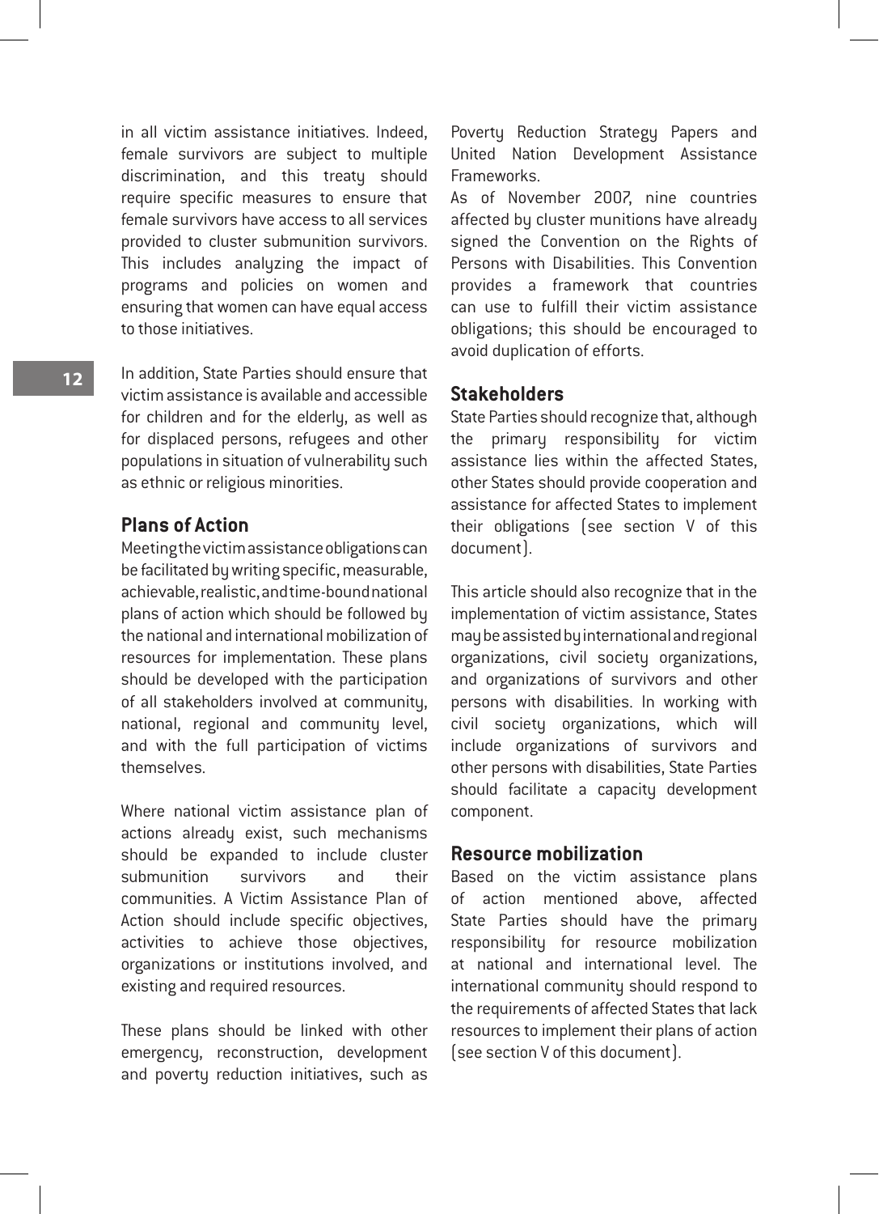in all victim assistance initiatives. Indeed, female survivors are subject to multiple discrimination, and this treaty should require specific measures to ensure that female survivors have access to all services provided to cluster submunition survivors. This includes analyzing the impact of programs and policies on women and ensuring that women can have equal access to those initiatives.

In addition, State Parties should ensure that victim assistance is available and accessible for children and for the elderly, as well as for displaced persons, refugees and other populations in situation of vulnerability such as ethnic or religious minorities.

## Plans of Action

Meeting the victim assistance obligations can be facilitated by writing specific, measurable, achievable, realistic, and time-bound national plans of action which should be followed by the national and international mobilization of resources for implementation. These plans should be developed with the participation of all stakeholders involved at community, national, regional and community level, and with the full participation of victims themselves.

Where national victim assistance plan of actions already exist, such mechanisms should be expanded to include cluster submunition survivors and their communities. A Victim Assistance Plan of Action should include specific objectives, activities to achieve those objectives, organizations or institutions involved, and existing and required resources.

These plans should be linked with other emergency, reconstruction, development and poverty reduction initiatives, such as Poverty Reduction Strategy Papers and United Nation Development Assistance Frameworks.

As of November 2007, nine countries affected by cluster munitions have already signed the Convention on the Rights of Persons with Disabilities. This Convention provides a framework that countries can use to fulfill their victim assistance obligations; this should be encouraged to avoid duplication of efforts.

## Stakeholders

State Parties should recognize that, although the primary responsibility for victim assistance lies within the affected States, other States should provide cooperation and assistance for affected States to implement their obligations (see section V of this document).

This article should also recognize that in the implementation of victim assistance, States may be assisted by international and regional organizations, civil society organizations, and organizations of survivors and other persons with disabilities. In working with civil society organizations, which will include organizations of survivors and other persons with disabilities, State Parties should facilitate a capacity development component.

## Resource mobilization

Based on the victim assistance plans of action mentioned above, affected State Parties should have the primary responsibility for resource mobilization at national and international level. The international community should respond to the requirements of affected States that lack resources to implement their plans of action (see section V of this document).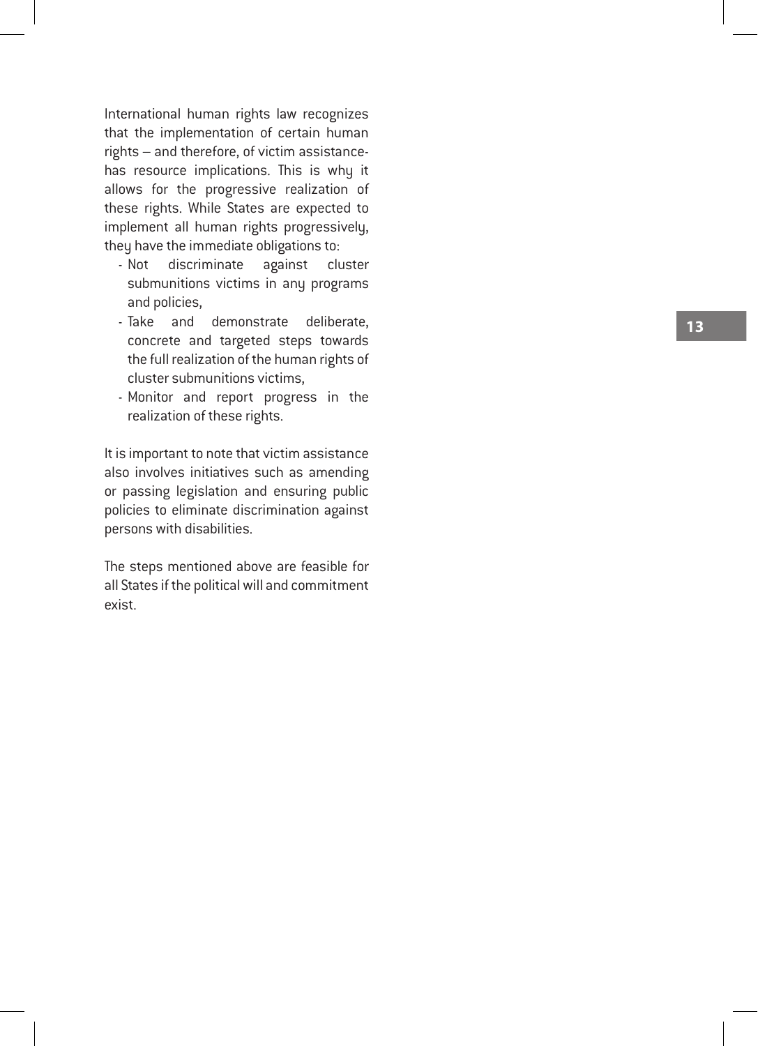International human rights law recognizes that the implementation of certain human rights – and therefore, of victim assistance- has resource implications. This is why it allows for the progressive realization of these rights. While States are expected to implement all human rights progressively, they have the immediate obligations to:

- Not discriminate against cluster submunitions victims in any programs and policies,
- Take and demonstrate deliberate, concrete and targeted steps towards the full realization of the human rights of cluster submunitions victims,
- Monitor and report progress in the realization of these rights.

It is important to note that victim assistance also involves initiatives such as amending or passing legislation and ensuring public policies to eliminate discrimination against persons with disabilities.

The steps mentioned above are feasible for all States if the political will and commitment exist.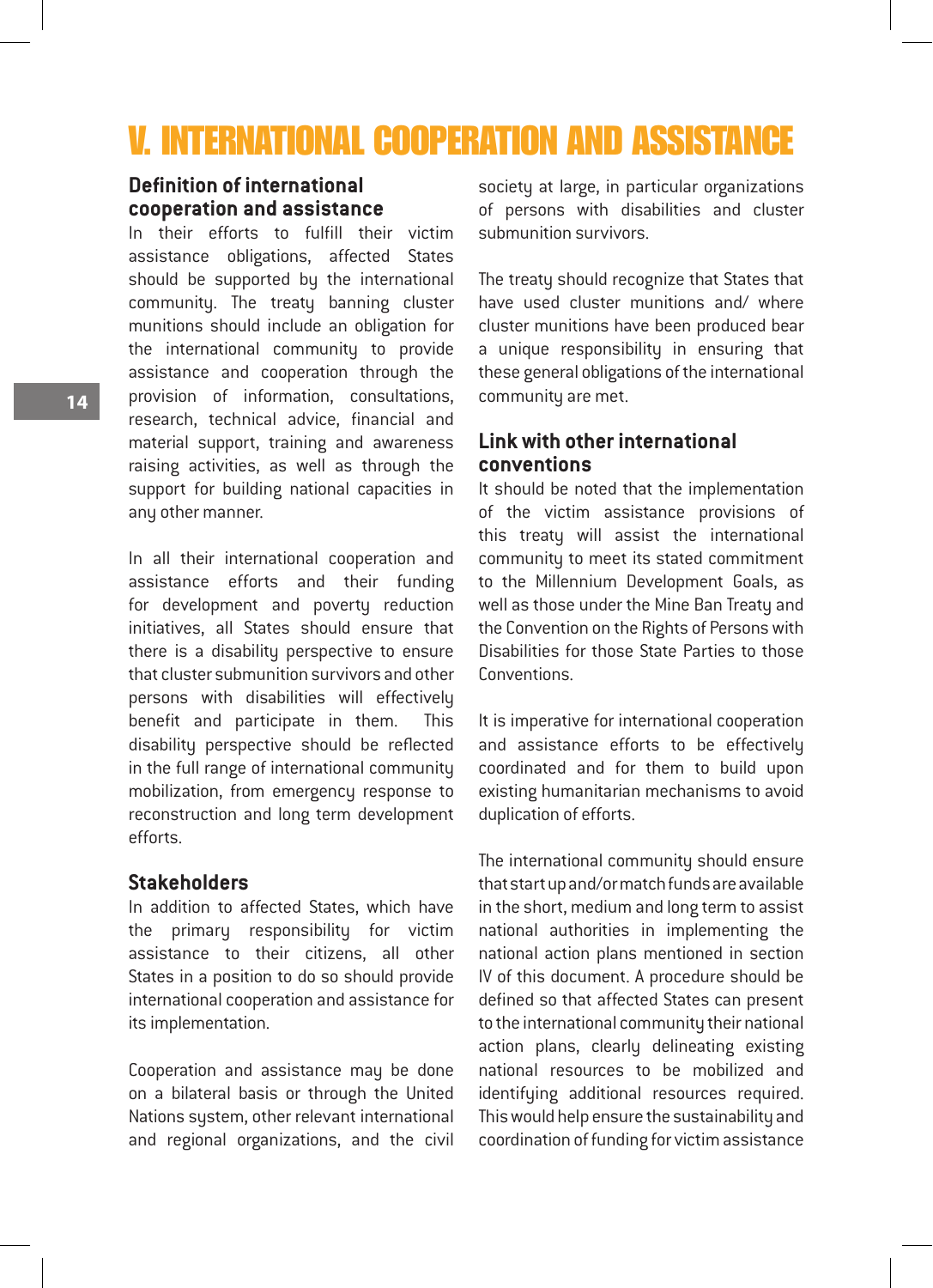# V. INTERNATIONAL COOPERATION AND ASSISTANCE

### Definition of international cooperation and assistance

In their efforts to fulfill their victim assistance obligations, affected States should be supported by the international community. The treaty banning cluster munitions should include an obligation for the international community to provide assistance and cooperation through the provision of information, consultations, research, technical advice, financial and material support, training and awareness raising activities, as well as through the support for building national capacities in any other manner.

In all their international cooperation and assistance efforts and their funding for development and poverty reduction initiatives, all States should ensure that there is a disability perspective to ensure that cluster submunition survivors and other persons with disabilities will effectively benefit and participate in them. This disability perspective should be reflected in the full range of international community mobilization, from emergency response to reconstruction and long term development efforts.

### Stakeholders

In addition to affected States, which have the primary responsibility for victim assistance to their citizens, all other States in a position to do so should provide international cooperation and assistance for its implementation.

Cooperation and assistance may be done on a bilateral basis or through the United Nations system, other relevant international and regional organizations, and the civil society at large, in particular organizations of persons with disabilities and cluster submunition survivors.

The treaty should recognize that States that have used cluster munitions and/ where cluster munitions have been produced bear a unique responsibility in ensuring that these general obligations of the international community are met.

### Link with other international conventions

It should be noted that the implementation of the victim assistance provisions of this treaty will assist the international community to meet its stated commitment to the Millennium Development Goals, as well as those under the Mine Ban Treaty and the Convention on the Rights of Persons with Disabilities for those State Parties to those Conventions.

It is imperative for international cooperation and assistance efforts to be effectively coordinated and for them to build upon existing humanitarian mechanisms to avoid duplication of efforts.

The international community should ensure that start up and/or match funds are available in the short, medium and long term to assist national authorities in implementing the national action plans mentioned in section IV of this document. A procedure should be defined so that affected States can present to the international community their national action plans, clearly delineating existing national resources to be mobilized and identifying additional resources required. This would help ensure the sustainability and coordination of funding for victim assistance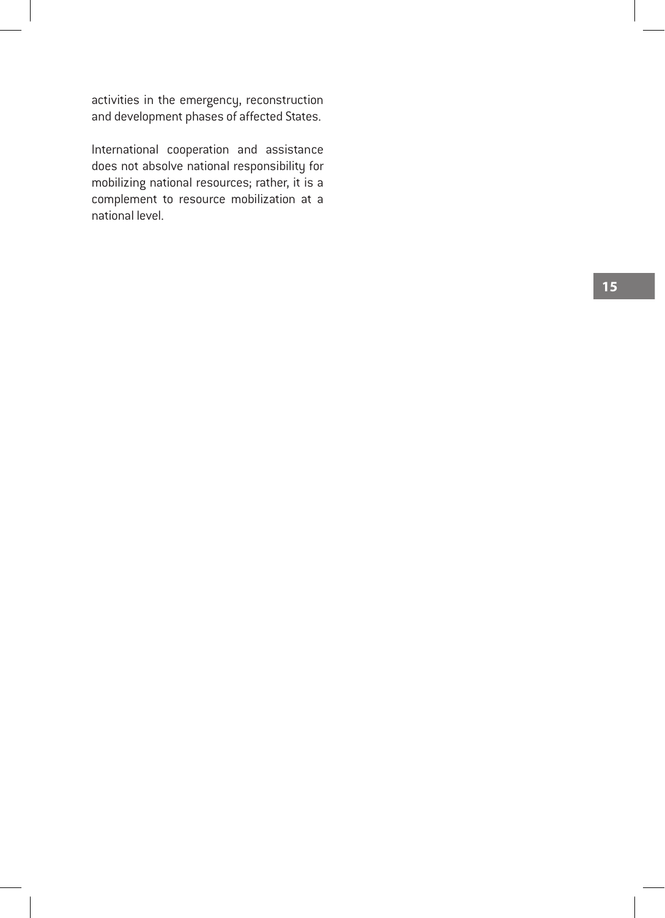activities in the emergency, reconstruction and development phases of affected States.

International cooperation and assistance does not absolve national responsibility for mobilizing national resources; rather, it is a complement to resource mobilization at a national level.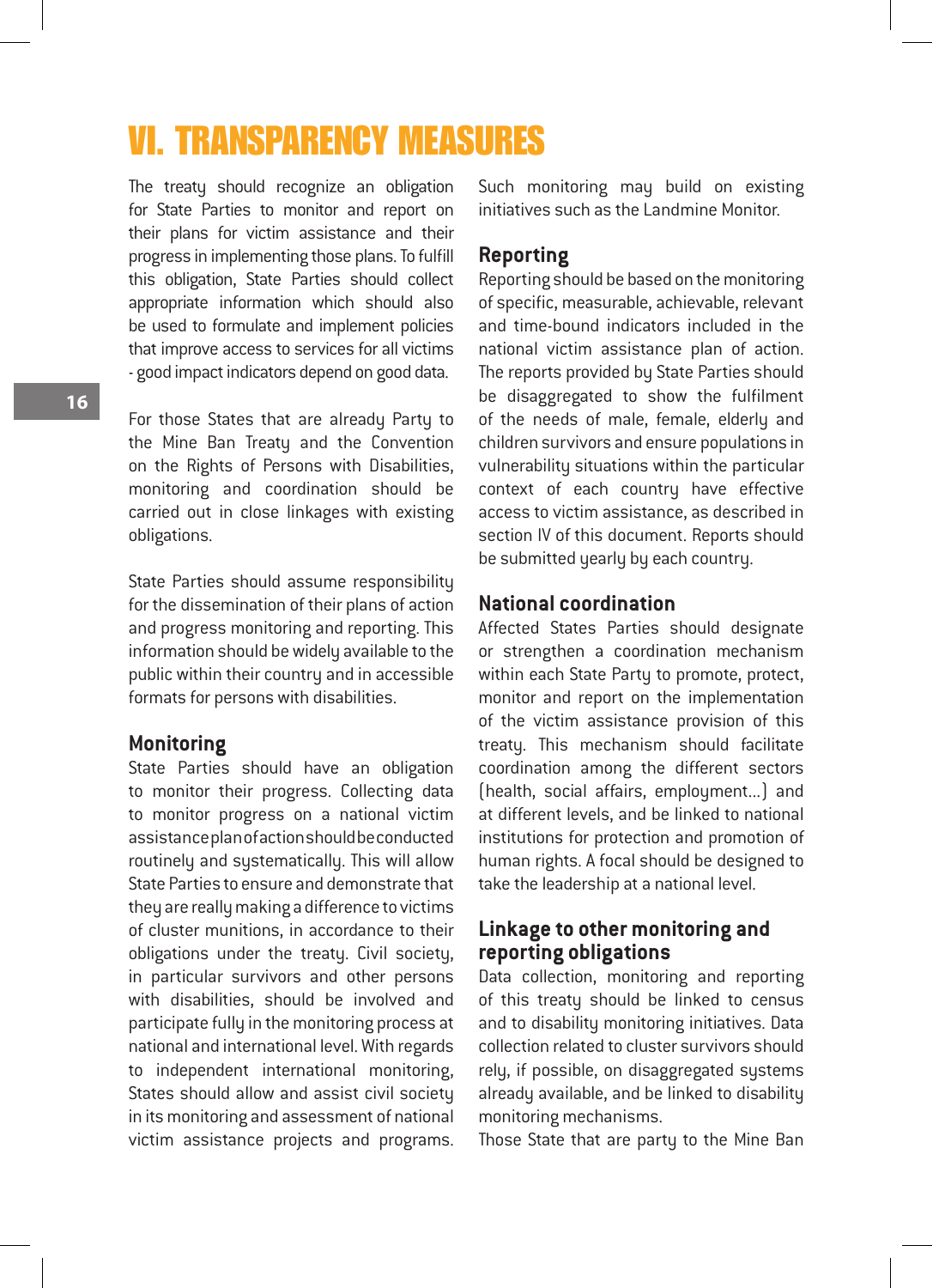# VI. TRANSPARENCY MEASURES

The treaty should recognize an obligation for State Parties to monitor and report on their plans for victim assistance and their progress in implementing those plans. To fulfill this obligation, State Parties should collect appropriate information which should also be used to formulate and implement policies that improve access to services for all victims - good impact indicators depend on good data.

For those States that are already Party to the Mine Ban Treaty and the Convention on the Rights of Persons with Disabilities, monitoring and coordination should be carried out in close linkages with existing obligations.

State Parties should assume responsibility for the dissemination of their plans of action and progress monitoring and reporting. This information should be widely available to the public within their country and in accessible formats for persons with disabilities.

## Monitoring

State Parties should have an obligation to monitor their progress. Collecting data to monitor progress on a national victim assistance plan of action should be conducted routinely and systematically. This will allow State Parties to ensure and demonstrate that they are really making a difference to victims of cluster munitions, in accordance to their obligations under the treaty. Civil society, in particular survivors and other persons with disabilities, should be involved and participate fully in the monitoring process at national and international level. With regards to independent international monitoring, States should allow and assist civil society in its monitoring and assessment of national victim assistance projects and programs. Such monitoring may build on existing initiatives such as the Landmine Monitor.

## Reporting

Reporting should be based on the monitoring of specific, measurable, achievable, relevant and time-bound indicators included in the national victim assistance plan of action. The reports provided by State Parties should be disaggregated to show the fulfilment of the needs of male, female, elderly and children survivors and ensure populations in vulnerability situations within the particular context of each country have effective access to victim assistance, as described in section IV of this document. Reports should be submitted yearly by each country.

## National coordination

Affected States Parties should designate or strengthen a coordination mechanism within each State Party to promote, protect, monitor and report on the implementation of the victim assistance provision of this treaty. This mechanism should facilitate coordination among the different sectors (health, social affairs, employment…) and at different levels, and be linked to national institutions for protection and promotion of human rights. A focal should be designed to take the leadership at a national level.

## Linkage to other monitoring and reporting obligations

Data collection, monitoring and reporting of this treaty should be linked to census and to disability monitoring initiatives. Data collection related to cluster survivors should rely, if possible, on disaggregated systems already available, and be linked to disability monitoring mechanisms.

Those State that are party to the Mine Ban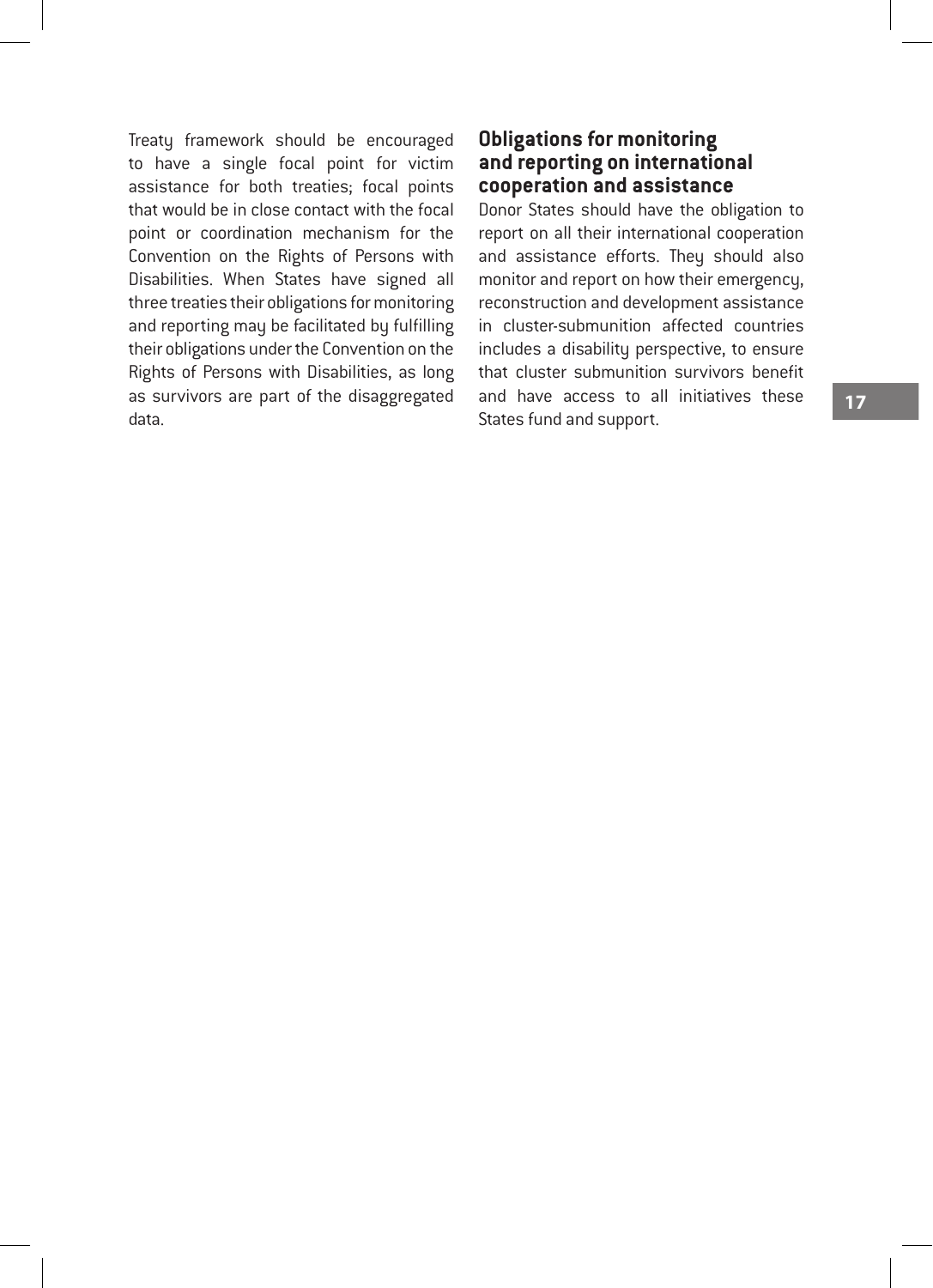Treaty framework should be encouraged to have a single focal point for victim assistance for both treaties; focal points that would be in close contact with the focal point or coordination mechanism for the Convention on the Rights of Persons with Disabilities. When States have signed all three treaties their obligations for monitoring and reporting may be facilitated by fulfilling their obligations under the Convention on the Rights of Persons with Disabilities, as long as survivors are part of the disaggregated data.

### Obligations for monitoring and reporting on international cooperation and assistance

Donor States should have the obligation to report on all their international cooperation and assistance efforts. They should also monitor and report on how their emergency, reconstruction and development assistance in cluster-submunition affected countries includes a disability perspective, to ensure that cluster submunition survivors benefit and have access to all initiatives these States fund and support.